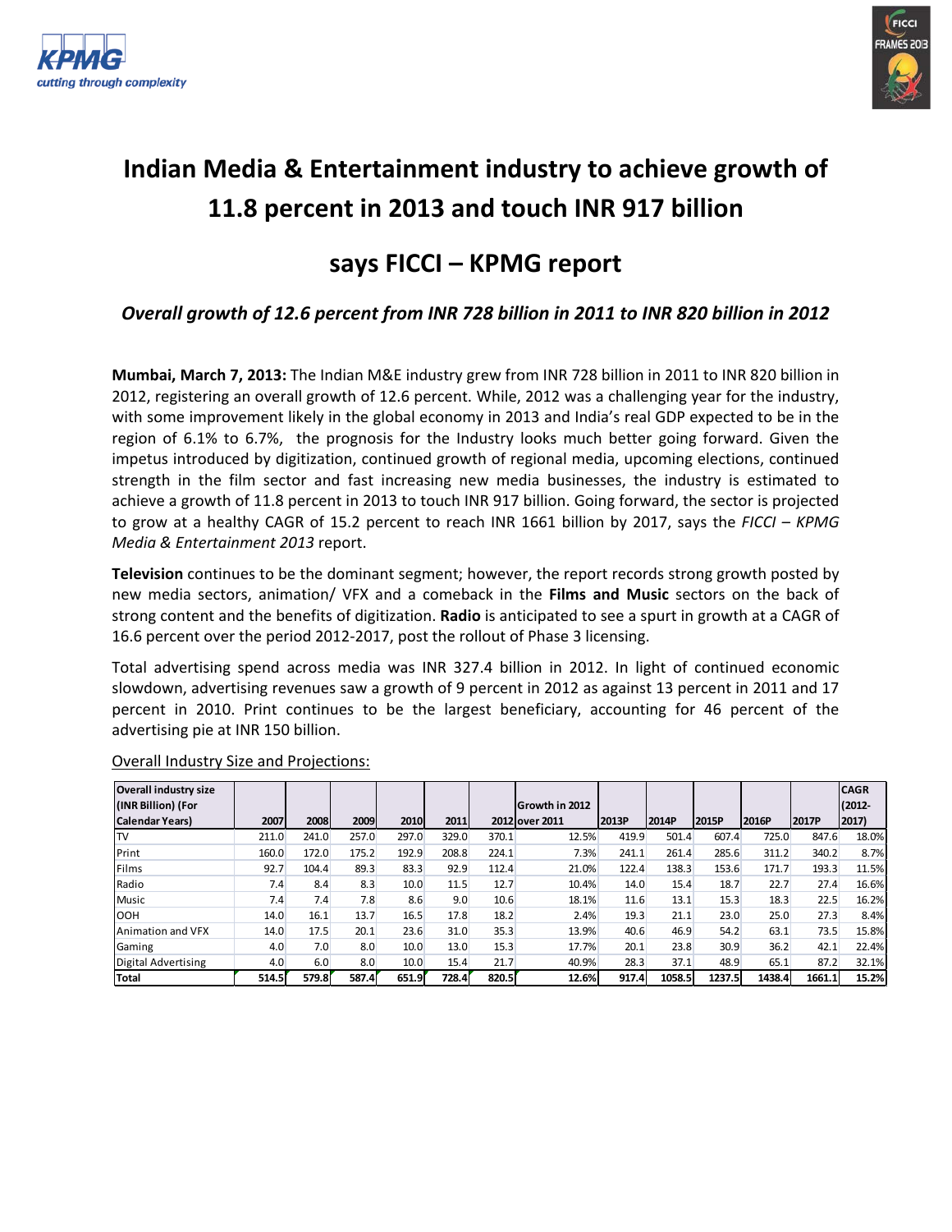# Indian Media & Entertainment industry to achieve growth of 11.8 percent in 2013 and touch INR 917 billion

## says FICCI – KPMG report

### *Overall growth of 12.6 percent from INR 728 billion in 2011 to INR 820 billion in 2012*

**Mumbai, March 7, 2013:** The Indian M&E industry grew from INR 728 billion in 2011 to INR 820 billion in 2012, registering an overall growth of 12.6 percent. While, 2012 was a challenging year for the industry, with some improvement likely in the global economy in 2013 and India's real GDP expected to be in the region of 6.1% to 6.7%, the prognosis for the Industry looks much better going forward. Given the impetus introduced by digitization, continued growth of regional media, upcoming elections, continued strength in the film sector and fast increasing new media businesses, the industry is estimated to achieve a growth of 11.8 percent in 2013 to touch INR 917 billion. Going forward, the sector is projected to grow at a healthy CAGR of 15.2 percent to reach INR 1661 billion by 2017, says the *FICCI – KPMG Media & Entertainment 2013* report.

**Television** continues to be the dominant segment; however, the report records strong growth posted by new media sectors, animation/ VFX and a comeback in the **Films and Music** sectors on the back of strong content and the benefits of digitization. **Radio** is anticipated to see a spurt in growth at a CAGR of 16.6 percent over the period 2012-2017, post the rollout of Phase 3 licensing.

Total advertising spend across media was INR 327.4 billion in 2012. In light of continued economic slowdown, advertising revenues saw a growth of 9 percent in 2012 as against 13 percent in 2011 and 17 percent in 2010. Print continues to be the largest beneficiary, accounting for 46 percent of the advertising pie at INR 150 billion.

Overall Industry Size and Projections:

| Overall industry size (INR Billion) (For Calendar Years) | 2007 | 2008 | 2009 | 2010 | 2011 | 2012 | Growth in 2012 over 2011 | 2013P | 2014P | 2015P | 2016P | 2017P | CAGR (2012-2017) |
|---|---|---|---|---|---|---|---|---|---|---|---|---|---|
| TV | 211.0 | 241.0 | 257.0 | 297.0 | 329.0 | 370.1 | 12.5% | 419.9 | 501.4 | 607.4 | 725.0 | 847.6 | 18.0% |
| Print | 160.0 | 172.0 | 175.2 | 192.9 | 208.8 | 224.1 | 7.3% | 241.1 | 261.4 | 285.6 | 311.2 | 340.2 | 8.7% |
| Films | 92.7 | 104.4 | 89.3 | 83.3 | 92.9 | 112.4 | 21.0% | 122.4 | 138.3 | 153.6 | 171.7 | 193.3 | 11.5% |
| Radio | 7.4 | 8.4 | 8.3 | 10.0 | 11.5 | 12.7 | 10.4% | 14.0 | 15.4 | 18.7 | 22.7 | 27.4 | 16.6% |
| Music | 7.4 | 7.4 | 7.8 | 8.6 | 9.0 | 10.6 | 18.1% | 11.6 | 13.1 | 15.3 | 18.3 | 22.5 | 16.2% |
| OOH | 14.0 | 16.1 | 13.7 | 16.5 | 17.8 | 18.2 | 2.4% | 19.3 | 21.1 | 23.0 | 25.0 | 27.3 | 8.4% |
| Animation and VFX | 14.0 | 17.5 | 20.1 | 23.6 | 31.0 | 35.3 | 13.9% | 40.6 | 46.9 | 54.2 | 63.1 | 73.5 | 15.8% |
| Gaming | 4.0 | 7.0 | 8.0 | 10.0 | 13.0 | 15.3 | 17.7% | 20.1 | 23.8 | 30.9 | 36.2 | 42.1 | 22.4% |
| Digital Advertising | 4.0 | 6.0 | 8.0 | 10.0 | 15.4 | 21.7 | 40.9% | 28.3 | 37.1 | 48.9 | 65.1 | 87.2 | 32.1% |
| **Total** | **514.5** | **579.8** | **587.4** | **651.9** | **728.4** | **820.5** | **12.6%** | **917.4** | **1058.5** | **1237.5** | **1438.4** | **1661.1** | **15.2%** |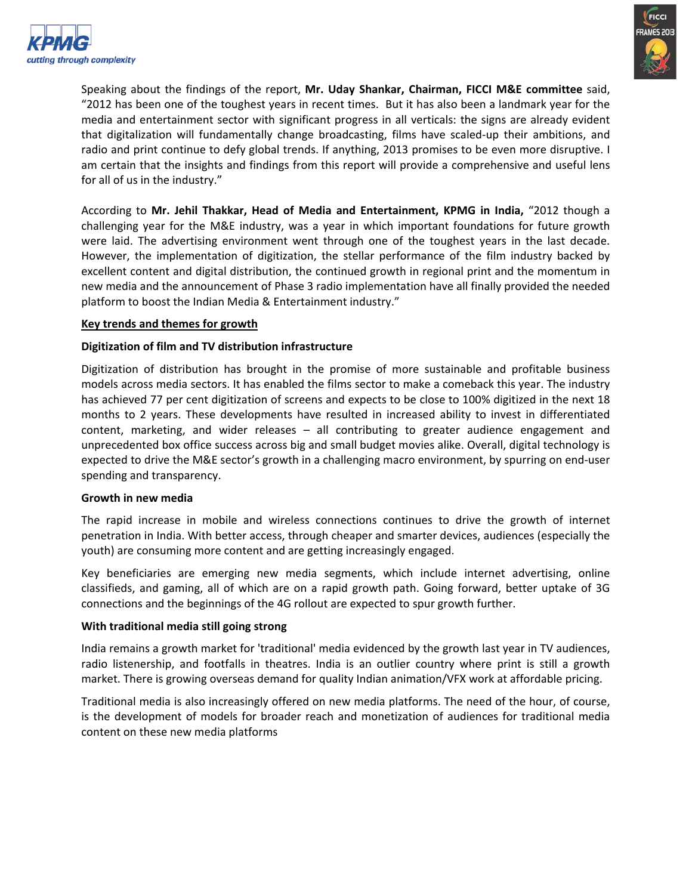Speaking about the findings of the report, **Mr. Uday Shankar, Chairman, FICCI M&E committee** said, "2012 has been one of the toughest years in recent times. But it has also been a landmark year for the media and entertainment sector with significant progress in all verticals: the signs are already evident that digitalization will fundamentally change broadcasting, films have scaled-up their ambitions, and radio and print continue to defy global trends. If anything, 2013 promises to be even more disruptive. I am certain that the insights and findings from this report will provide a comprehensive and useful lens for all of us in the industry."

According to **Mr. Jehil Thakkar, Head of Media and Entertainment, KPMG in India,** "2012 though a challenging year for the M&E industry, was a year in which important foundations for future growth were laid. The advertising environment went through one of the toughest years in the last decade. However, the implementation of digitization, the stellar performance of the film industry backed by excellent content and digital distribution, the continued growth in regional print and the momentum in new media and the announcement of Phase 3 radio implementation have all finally provided the needed platform to boost the Indian Media & Entertainment industry."

**Key trends and themes for growth**

**Digitization of film and TV distribution infrastructure**

Digitization of distribution has brought in the promise of more sustainable and profitable business models across media sectors. It has enabled the films sector to make a comeback this year. The industry has achieved 77 per cent digitization of screens and expects to be close to 100% digitized in the next 18 months to 2 years. These developments have resulted in increased ability to invest in differentiated content, marketing, and wider releases – all contributing to greater audience engagement and unprecedented box office success across big and small budget movies alike. Overall, digital technology is expected to drive the M&E sector's growth in a challenging macro environment, by spurring on end-user spending and transparency.

**Growth in new media**

The rapid increase in mobile and wireless connections continues to drive the growth of internet penetration in India. With better access, through cheaper and smarter devices, audiences (especially the youth) are consuming more content and are getting increasingly engaged.

Key beneficiaries are emerging new media segments, which include internet advertising, online classifieds, and gaming, all of which are on a rapid growth path. Going forward, better uptake of 3G connections and the beginnings of the 4G rollout are expected to spur growth further.

**With traditional media still going strong**

India remains a growth market for 'traditional' media evidenced by the growth last year in TV audiences, radio listenership, and footfalls in theatres. India is an outlier country where print is still a growth market. There is growing overseas demand for quality Indian animation/VFX work at affordable pricing.

Traditional media is also increasingly offered on new media platforms. The need of the hour, of course, is the development of models for broader reach and monetization of audiences for traditional media content on these new media platforms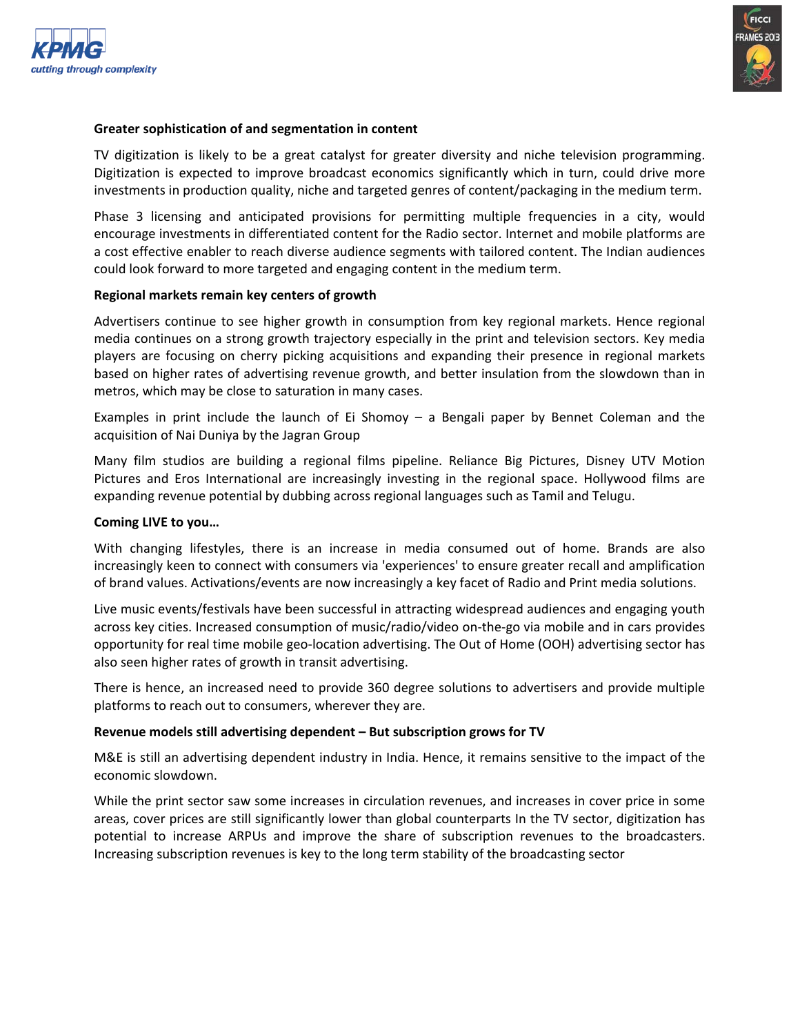**Greater sophistication of and segmentation in content**

TV digitization is likely to be a great catalyst for greater diversity and niche television programming. Digitization is expected to improve broadcast economics significantly which in turn, could drive more investments in production quality, niche and targeted genres of content/packaging in the medium term.

Phase 3 licensing and anticipated provisions for permitting multiple frequencies in a city, would encourage investments in differentiated content for the Radio sector. Internet and mobile platforms are a cost effective enabler to reach diverse audience segments with tailored content. The Indian audiences could look forward to more targeted and engaging content in the medium term.

**Regional markets remain key centers of growth**

Advertisers continue to see higher growth in consumption from key regional markets. Hence regional media continues on a strong growth trajectory especially in the print and television sectors. Key media players are focusing on cherry picking acquisitions and expanding their presence in regional markets based on higher rates of advertising revenue growth, and better insulation from the slowdown than in metros, which may be close to saturation in many cases.

Examples in print include the launch of Ei Shomoy – a Bengali paper by Bennet Coleman and the acquisition of Nai Duniya by the Jagran Group

Many film studios are building a regional films pipeline. Reliance Big Pictures, Disney UTV Motion Pictures and Eros International are increasingly investing in the regional space. Hollywood films are expanding revenue potential by dubbing across regional languages such as Tamil and Telugu.

**Coming LIVE to you…**

With changing lifestyles, there is an increase in media consumed out of home. Brands are also increasingly keen to connect with consumers via 'experiences' to ensure greater recall and amplification of brand values. Activations/events are now increasingly a key facet of Radio and Print media solutions.

Live music events/festivals have been successful in attracting widespread audiences and engaging youth across key cities. Increased consumption of music/radio/video on-the-go via mobile and in cars provides opportunity for real time mobile geo-location advertising. The Out of Home (OOH) advertising sector has also seen higher rates of growth in transit advertising.

There is hence, an increased need to provide 360 degree solutions to advertisers and provide multiple platforms to reach out to consumers, wherever they are.

**Revenue models still advertising dependent – But subscription grows for TV**

M&E is still an advertising dependent industry in India. Hence, it remains sensitive to the impact of the economic slowdown.

While the print sector saw some increases in circulation revenues, and increases in cover price in some areas, cover prices are still significantly lower than global counterparts In the TV sector, digitization has potential to increase ARPUs and improve the share of subscription revenues to the broadcasters. Increasing subscription revenues is key to the long term stability of the broadcasting sector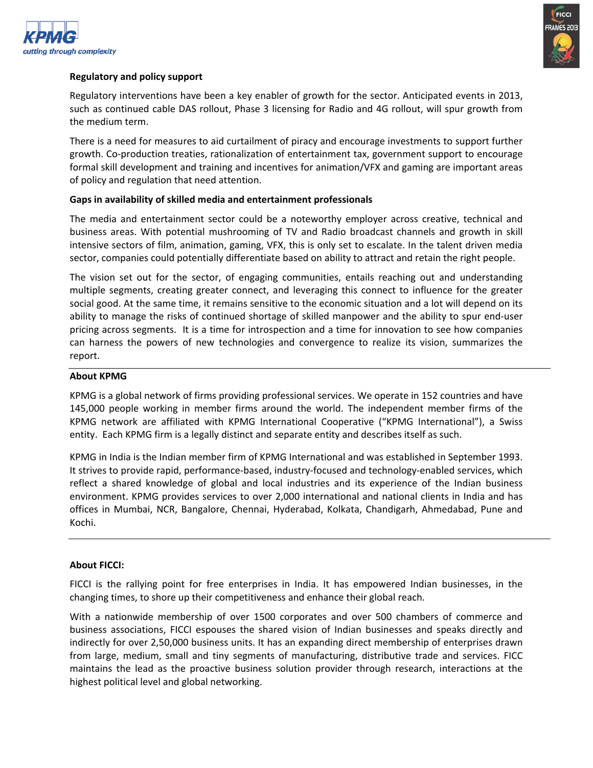**Regulatory and policy support**

Regulatory interventions have been a key enabler of growth for the sector. Anticipated events in 2013, such as continued cable DAS rollout, Phase 3 licensing for Radio and 4G rollout, will spur growth from the medium term.

There is a need for measures to aid curtailment of piracy and encourage investments to support further growth. Co-production treaties, rationalization of entertainment tax, government support to encourage formal skill development and training and incentives for animation/VFX and gaming are important areas of policy and regulation that need attention.

**Gaps in availability of skilled media and entertainment professionals**

The media and entertainment sector could be a noteworthy employer across creative, technical and business areas. With potential mushrooming of TV and Radio broadcast channels and growth in skill intensive sectors of film, animation, gaming, VFX, this is only set to escalate. In the talent driven media sector, companies could potentially differentiate based on ability to attract and retain the right people.

The vision set out for the sector, of engaging communities, entails reaching out and understanding multiple segments, creating greater connect, and leveraging this connect to influence for the greater social good. At the same time, it remains sensitive to the economic situation and a lot will depend on its ability to manage the risks of continued shortage of skilled manpower and the ability to spur end-user pricing across segments. It is a time for introspection and a time for innovation to see how companies can harness the powers of new technologies and convergence to realize its vision, summarizes the report.

---

**About KPMG**

KPMG is a global network of firms providing professional services. We operate in 152 countries and have 145,000 people working in member firms around the world. The independent member firms of the KPMG network are affiliated with KPMG International Cooperative ("KPMG International"), a Swiss entity. Each KPMG firm is a legally distinct and separate entity and describes itself as such.

KPMG in India is the Indian member firm of KPMG International and was established in September 1993. It strives to provide rapid, performance-based, industry-focused and technology-enabled services, which reflect a shared knowledge of global and local industries and its experience of the Indian business environment. KPMG provides services to over 2,000 international and national clients in India and has offices in Mumbai, NCR, Bangalore, Chennai, Hyderabad, Kolkata, Chandigarh, Ahmedabad, Pune and Kochi.

---

**About FICCI:**

FICCI is the rallying point for free enterprises in India. It has empowered Indian businesses, in the changing times, to shore up their competitiveness and enhance their global reach.

With a nationwide membership of over 1500 corporates and over 500 chambers of commerce and business associations, FICCI espouses the shared vision of Indian businesses and speaks directly and indirectly for over 2,50,000 business units. It has an expanding direct membership of enterprises drawn from large, medium, small and tiny segments of manufacturing, distributive trade and services. FICC maintains the lead as the proactive business solution provider through research, interactions at the highest political level and global networking.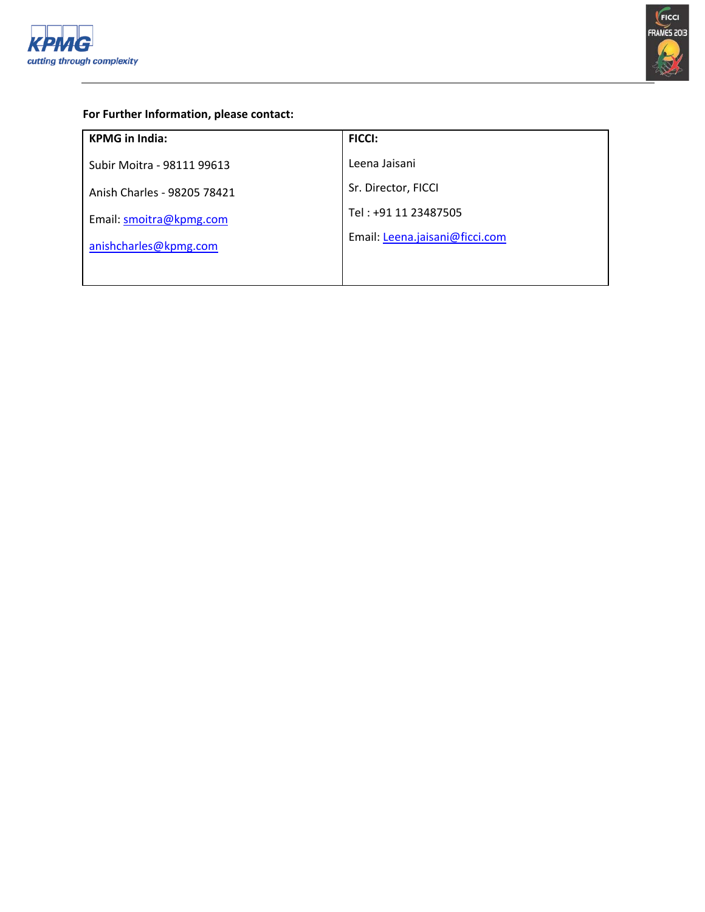**For Further Information, please contact:**

| **KPMG in India:** | **FICCI:** |
| --- | --- |
| Subir Moitra - 98111 99613<br><br>Anish Charles - 98205 78421<br><br>Email: smoitra@kpmg.com<br><br>anishcharles@kpmg.com | Leena Jaisani<br><br>Sr. Director, FICCI<br><br>Tel : +91 11 23487505<br><br>Email: Leena.jaisani@ficci.com |